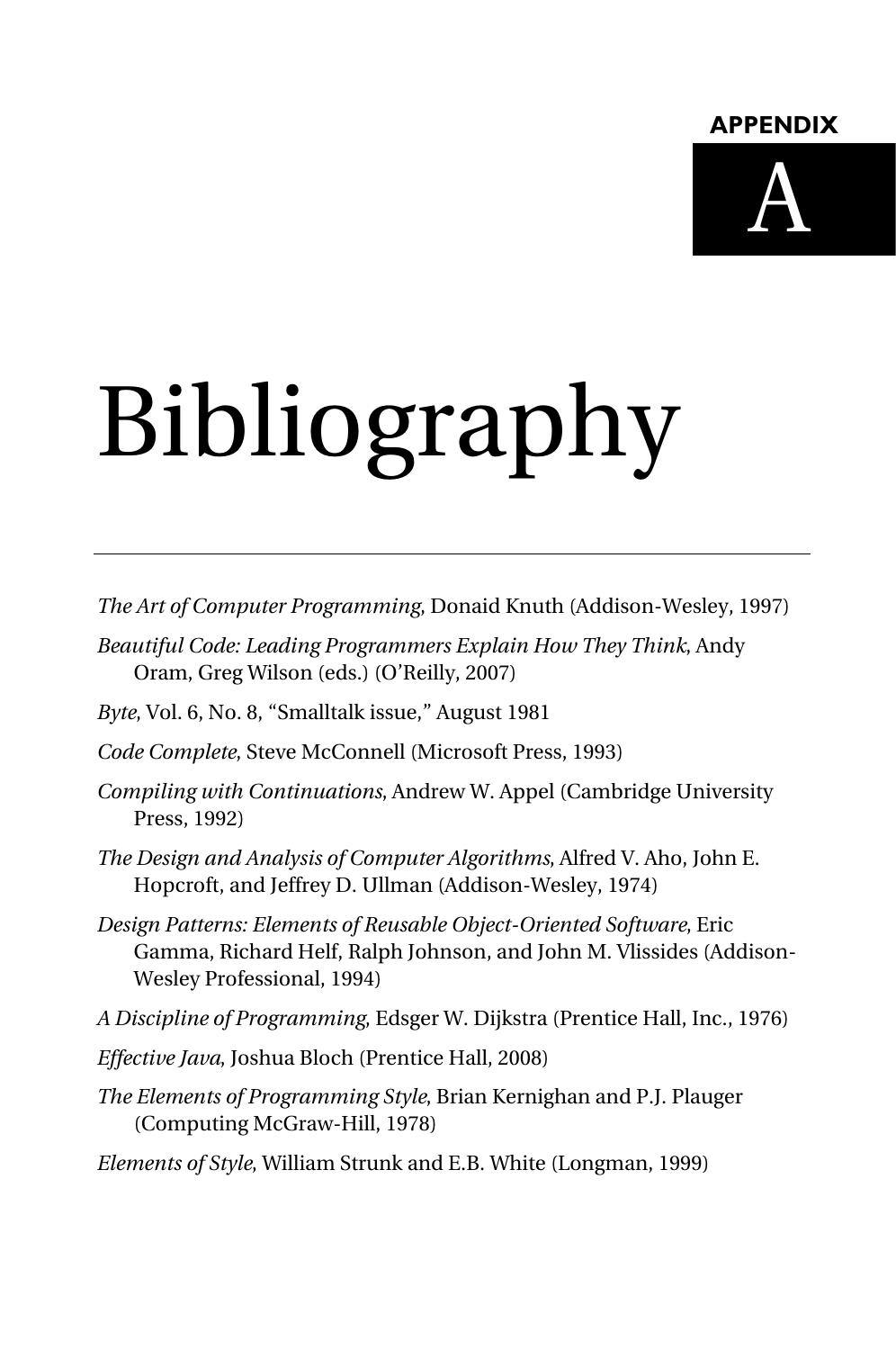APPENDIX A

# Bibliography

---

*The Art of Computer Programming*, Donald Knuth (Addison-Wesley, 1997)

*Beautiful Code: Leading Programmers Explain How They Think*, Andy Oram, Greg Wilson (eds.) (O'Reilly, 2007)

*Byte*, Vol. 6, No. 8, "Smalltalk issue," August 1981

*Code Complete*, Steve McConnell (Microsoft Press, 1993)

*Compiling with Continuations*, Andrew W. Appel (Cambridge University Press, 1992)

*The Design and Analysis of Computer Algorithms*, Alfred V. Aho, John E. Hopcroft, and Jeffrey D. Ullman (Addison-Wesley, 1974)

*Design Patterns: Elements of Reusable Object-Oriented Software*, Eric Gamma, Richard Helf, Ralph Johnson, and John M. Vlissides (Addison-Wesley Professional, 1994)

*A Discipline of Programming*, Edsger W. Dijkstra (Prentice Hall, Inc., 1976)

*Effective Java*, Joshua Bloch (Prentice Hall, 2008)

*The Elements of Programming Style*, Brian Kernighan and P.J. Plauger (Computing McGraw-Hill, 1978)

*Elements of Style*, William Strunk and E.B. White (Longman, 1999)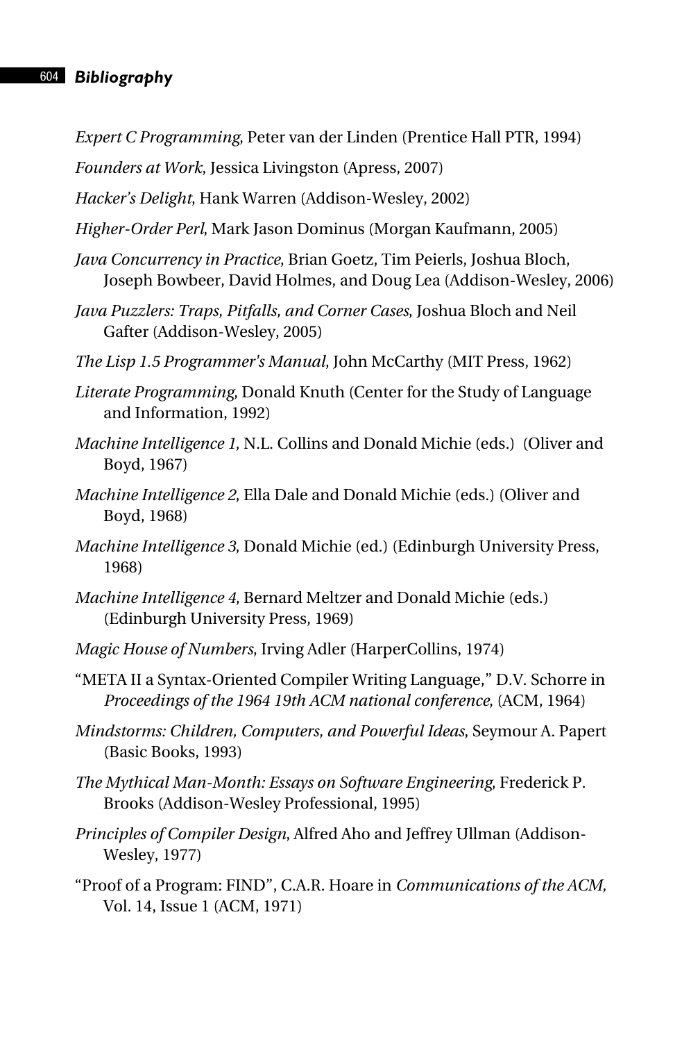*Expert C Programming*, Peter van der Linden (Prentice Hall PTR, 1994)

*Founders at Work*, Jessica Livingston (Apress, 2007)

*Hacker's Delight*, Hank Warren (Addison-Wesley, 2002)

*Higher-Order Perl*, Mark Jason Dominus (Morgan Kaufmann, 2005)

*Java Concurrency in Practice*, Brian Goetz, Tim Peierls, Joshua Bloch, Joseph Bowbeer, David Holmes, and Doug Lea (Addison-Wesley, 2006)

*Java Puzzlers: Traps, Pitfalls, and Corner Cases*, Joshua Bloch and Neil Gafter (Addison-Wesley, 2005)

*The Lisp 1.5 Programmer's Manual*, John McCarthy (MIT Press, 1962)

*Literate Programming*, Donald Knuth (Center for the Study of Language and Information, 1992)

*Machine Intelligence 1*, N.L. Collins and Donald Michie (eds.) (Oliver and Boyd, 1967)

*Machine Intelligence 2*, Ella Dale and Donald Michie (eds.) (Oliver and Boyd, 1968)

*Machine Intelligence 3*, Donald Michie (ed.) (Edinburgh University Press, 1968)

*Machine Intelligence 4*, Bernard Meltzer and Donald Michie (eds.) (Edinburgh University Press, 1969)

*Magic House of Numbers*, Irving Adler (HarperCollins, 1974)

"META II a Syntax-Oriented Compiler Writing Language," D.V. Schorre in *Proceedings of the 1964 19th ACM national conference*, (ACM, 1964)

*Mindstorms: Children, Computers, and Powerful Ideas*, Seymour A. Papert (Basic Books, 1993)

*The Mythical Man-Month: Essays on Software Engineering*, Frederick P. Brooks (Addison-Wesley Professional, 1995)

*Principles of Compiler Design*, Alfred Aho and Jeffrey Ullman (Addison-Wesley, 1977)

"Proof of a Program: FIND", C.A.R. Hoare in *Communications of the ACM,* Vol. 14, Issue 1 (ACM, 1971)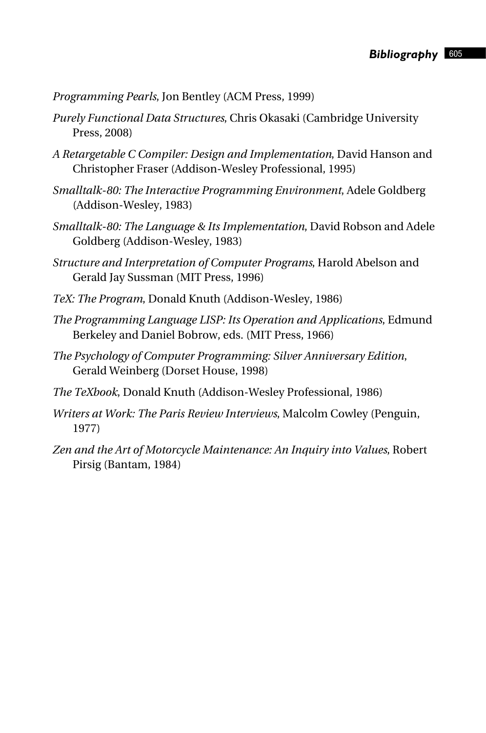*Programming Pearls*, Jon Bentley (ACM Press, 1999)

*Purely Functional Data Structures*, Chris Okasaki (Cambridge University Press, 2008)

*A Retargetable C Compiler: Design and Implementation*, David Hanson and Christopher Fraser (Addison-Wesley Professional, 1995)

*Smalltalk-80: The Interactive Programming Environment*, Adele Goldberg (Addison-Wesley, 1983)

*Smalltalk-80: The Language & Its Implementation*, David Robson and Adele Goldberg (Addison-Wesley, 1983)

*Structure and Interpretation of Computer Programs*, Harold Abelson and Gerald Jay Sussman (MIT Press, 1996)

*TeX: The Program*, Donald Knuth (Addison-Wesley, 1986)

*The Programming Language LISP: Its Operation and Applications*, Edmund Berkeley and Daniel Bobrow, eds. (MIT Press, 1966)

*The Psychology of Computer Programming: Silver Anniversary Edition*, Gerald Weinberg (Dorset House, 1998)

*The TeXbook*, Donald Knuth (Addison-Wesley Professional, 1986)

*Writers at Work: The Paris Review Interviews*, Malcolm Cowley (Penguin, 1977)

*Zen and the Art of Motorcycle Maintenance: An Inquiry into Values*, Robert Pirsig (Bantam, 1984)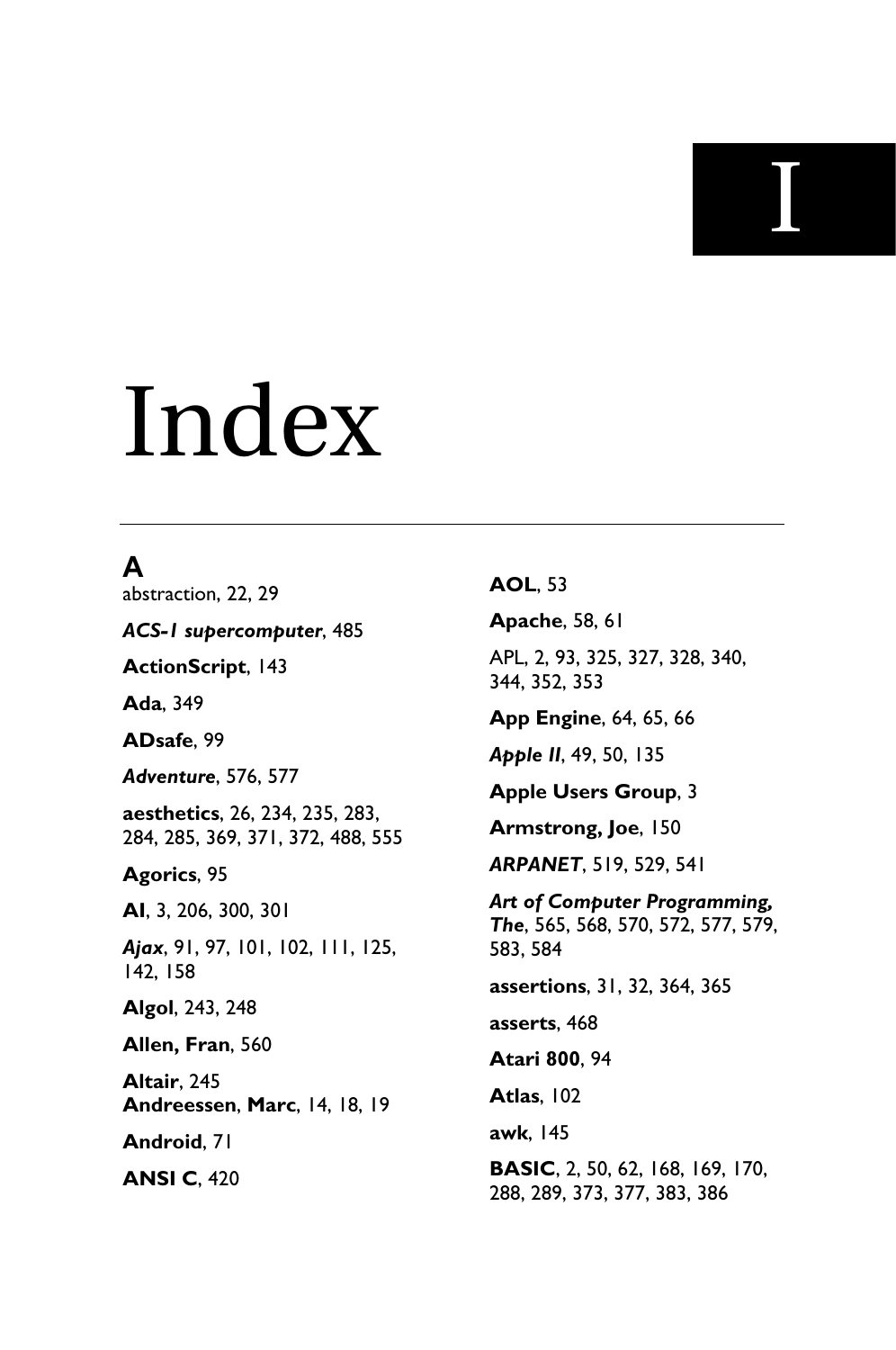# Index

## A

abstraction, 22, 29

***ACS-1 supercomputer***, 485

**ActionScript**, 143

**Ada**, 349

**ADsafe**, 99

***Adventure***, 576, 577

**aesthetics**, 26, 234, 235, 283, 284, 285, 369, 371, 372, 488, 555

**Agorics**, 95

**AI**, 3, 206, 300, 301

***Ajax***, 91, 97, 101, 102, 111, 125, 142, 158

**Algol**, 243, 248

**Allen, Fran**, 560

**Altair**, 245

**Andreessen**, **Marc**, 14, 18, 19

**Android**, 71

**ANSI C**, 420

**AOL**, 53

**Apache**, 58, 61

APL, 2, 93, 325, 327, 328, 340, 344, 352, 353

**App Engine**, 64, 65, 66

***Apple II***, 49, 50, 135

**Apple Users Group**, 3

**Armstrong, Joe**, 150

***ARPANET***, 519, 529, 541

***Art of Computer Programming, The***, 565, 568, 570, 572, 577, 579, 583, 584

**assertions**, 31, 32, 364, 365

**asserts**, 468

**Atari 800**, 94

**Atlas**, 102

**awk**, 145

**BASIC**, 2, 50, 62, 168, 169, 170, 288, 289, 373, 377, 383, 386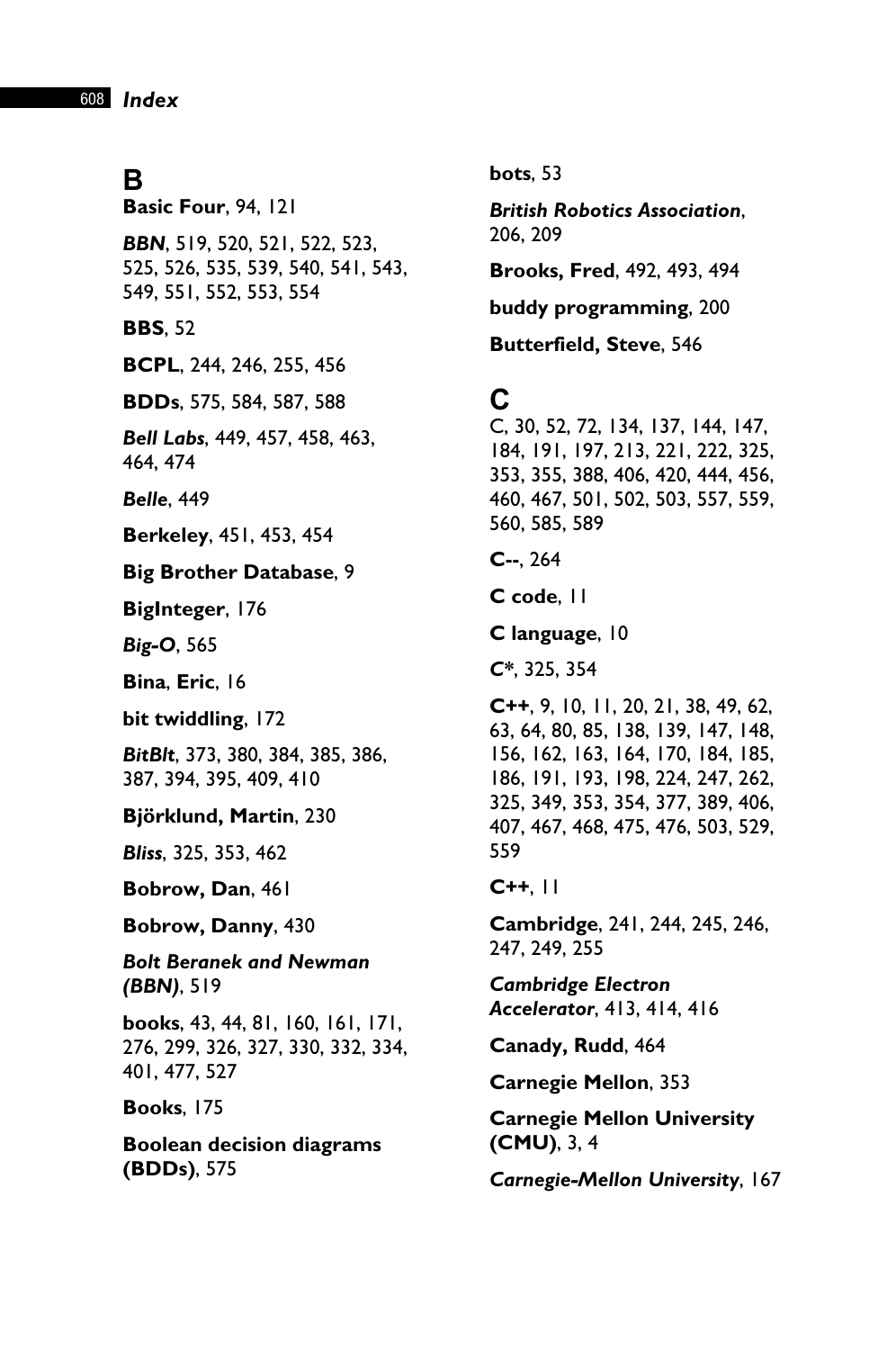## B

**Basic Four**, 94, 121

***BBN***, 519, 520, 521, 522, 523, 525, 526, 535, 539, 540, 541, 543, 549, 551, 552, 553, 554

**BBS**, 52

**BCPL**, 244, 246, 255, 456

**BDDs**, 575, 584, 587, 588

***Bell Labs***, 449, 457, 458, 463, 464, 474

***Belle***, 449

**Berkeley**, 451, 453, 454

**Big Brother Database**, 9

**BigInteger**, 176

***Big-O***, 565

**Bina**, **Eric**, 16

**bit twiddling**, 172

***BitBlt***, 373, 380, 384, 385, 386, 387, 394, 395, 409, 410

**Björklund, Martin**, 230

***Bliss***, 325, 353, 462

**Bobrow, Dan**, 461

**Bobrow, Danny**, 430

***Bolt Beranek and Newman (BBN)***, 519

**books**, 43, 44, 81, 160, 161, 171, 276, 299, 326, 327, 330, 332, 334, 401, 477, 527

**Books**, 175

**Boolean decision diagrams (BDDs)**, 575

**bots**, 53

***British Robotics Association***, 206, 209

**Brooks, Fred**, 492, 493, 494

**buddy programming**, 200

**Butterfield, Steve**, 546

## C

C, 30, 52, 72, 134, 137, 144, 147, 184, 191, 197, 213, 221, 222, 325, 353, 355, 388, 406, 420, 444, 456, 460, 467, 501, 502, 503, 557, 559, 560, 585, 589

**C--**, 264

**C code**, 11

**C language**, 10

***C****, 325, 354

**C++**, 9, 10, 11, 20, 21, 38, 49, 62, 63, 64, 80, 85, 138, 139, 147, 148, 156, 162, 163, 164, 170, 184, 185, 186, 191, 193, 198, 224, 247, 262, 325, 349, 353, 354, 377, 389, 406, 407, 467, 468, 475, 476, 503, 529, 559

**C++**, 11

**Cambridge**, 241, 244, 245, 246, 247, 249, 255

***Cambridge Electron Accelerator***, 413, 414, 416

**Canady, Rudd**, 464

**Carnegie Mellon**, 353

**Carnegie Mellon University (CMU)**, 3, 4

***Carnegie-Mellon University***, 167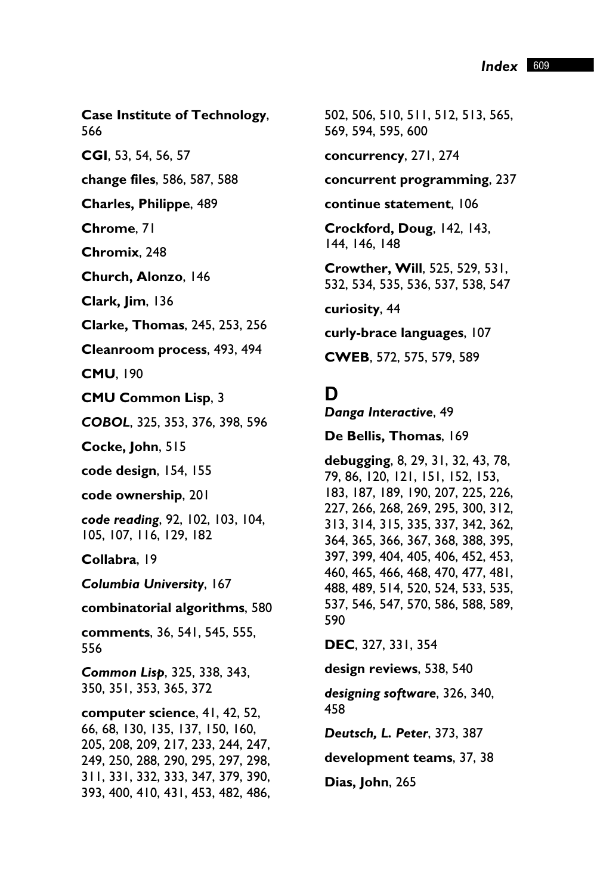**Case Institute of Technology**, 566

**CGI**, 53, 54, 56, 57

**change files**, 586, 587, 588

**Charles, Philippe**, 489

**Chrome**, 71

**Chromix**, 248

**Church, Alonzo**, 146

**Clark, Jim**, 136

**Clarke, Thomas**, 245, 253, 256

**Cleanroom process**, 493, 494

**CMU**, 190

**CMU Common Lisp**, 3

***COBOL***, 325, 353, 376, 398, 596

**Cocke, John**, 515

**code design**, 154, 155

**code ownership**, 201

***code reading***, 92, 102, 103, 104, 105, 107, 116, 129, 182

**Collabra**, 19

***Columbia University***, 167

**combinatorial algorithms**, 580

**comments**, 36, 541, 545, 555, 556

***Common Lisp***, 325, 338, 343, 350, 351, 353, 365, 372

**computer science**, 41, 42, 52, 66, 68, 130, 135, 137, 150, 160, 205, 208, 209, 217, 233, 244, 247, 249, 250, 288, 290, 295, 297, 298, 311, 331, 332, 333, 347, 379, 390, 393, 400, 410, 431, 453, 482, 486, 502, 506, 510, 511, 512, 513, 565, 569, 594, 595, 600

**concurrency**, 271, 274

**concurrent programming**, 237

**continue statement**, 106

**Crockford, Doug**, 142, 143, 144, 146, 148

**Crowther, Will**, 525, 529, 531, 532, 534, 535, 536, 537, 538, 547

**curiosity**, 44

**curly-brace languages**, 107

**CWEB**, 572, 575, 579, 589

## D

***Danga Interactive***, 49

**De Bellis, Thomas**, 169

**debugging**, 8, 29, 31, 32, 43, 78, 79, 86, 120, 121, 151, 152, 153, 183, 187, 189, 190, 207, 225, 226, 227, 266, 268, 269, 295, 300, 312, 313, 314, 315, 335, 337, 342, 362, 364, 365, 366, 367, 368, 388, 395, 397, 399, 404, 405, 406, 452, 453, 460, 465, 466, 468, 470, 477, 481, 488, 489, 514, 520, 524, 533, 535, 537, 546, 547, 570, 586, 588, 589, 590

**DEC**, 327, 331, 354

**design reviews**, 538, 540

***designing software***, 326, 340, 458

***Deutsch, L. Peter***, 373, 387

**development teams**, 37, 38

**Dias, John**, 265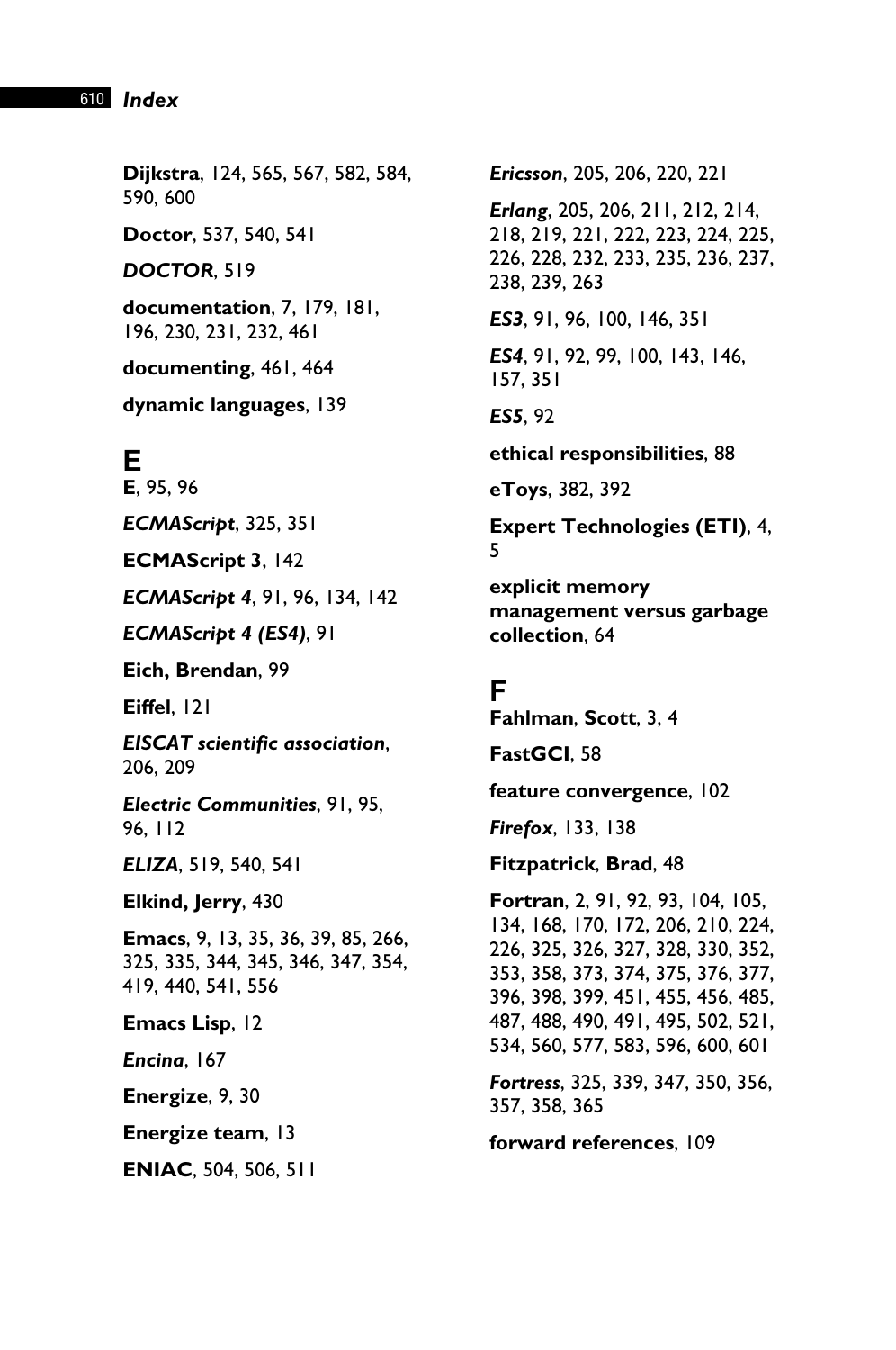**Dijkstra**, 124, 565, 567, 582, 584, 590, 600

**Doctor**, 537, 540, 541

***DOCTOR***, 519

**documentation**, 7, 179, 181, 196, 230, 231, 232, 461

**documenting**, 461, 464

**dynamic languages**, 139

## E

**E**, 95, 96

***ECMAScript***, 325, 351

**ECMAScript 3**, 142

***ECMAScript 4***, 91, 96, 134, 142

***ECMAScript 4 (ES4)***, 91

**Eich, Brendan**, 99

**Eiffel**, 121

***EISCAT scientific association***, 206, 209

***Electric Communities***, 91, 95, 96, 112

***ELIZA***, 519, 540, 541

**Elkind, Jerry**, 430

**Emacs**, 9, 13, 35, 36, 39, 85, 266, 325, 335, 344, 345, 346, 347, 354, 419, 440, 541, 556

**Emacs Lisp**, 12

***Encina***, 167

**Energize**, 9, 30

**Energize team**, 13

**ENIAC**, 504, 506, 511

***Ericsson***, 205, 206, 220, 221

***Erlang***, 205, 206, 211, 212, 214, 218, 219, 221, 222, 223, 224, 225, 226, 228, 232, 233, 235, 236, 237, 238, 239, 263

***ES3***, 91, 96, 100, 146, 351

***ES4***, 91, 92, 99, 100, 143, 146, 157, 351

***ES5***, 92

**ethical responsibilities**, 88

**eToys**, 382, 392

**Expert Technologies (ETI)**, 4, 5

**explicit memory management versus garbage collection**, 64

## F

**Fahlman**, **Scott**, 3, 4

**FastGCI**, 58

**feature convergence**, 102

***Firefox***, 133, 138

**Fitzpatrick**, **Brad**, 48

**Fortran**, 2, 91, 92, 93, 104, 105, 134, 168, 170, 172, 206, 210, 224, 226, 325, 326, 327, 328, 330, 352, 353, 358, 373, 374, 375, 376, 377, 396, 398, 399, 451, 455, 456, 485, 487, 488, 490, 491, 495, 502, 521, 534, 560, 577, 583, 596, 600, 601

***Fortress***, 325, 339, 347, 350, 356, 357, 358, 365

**forward references**, 109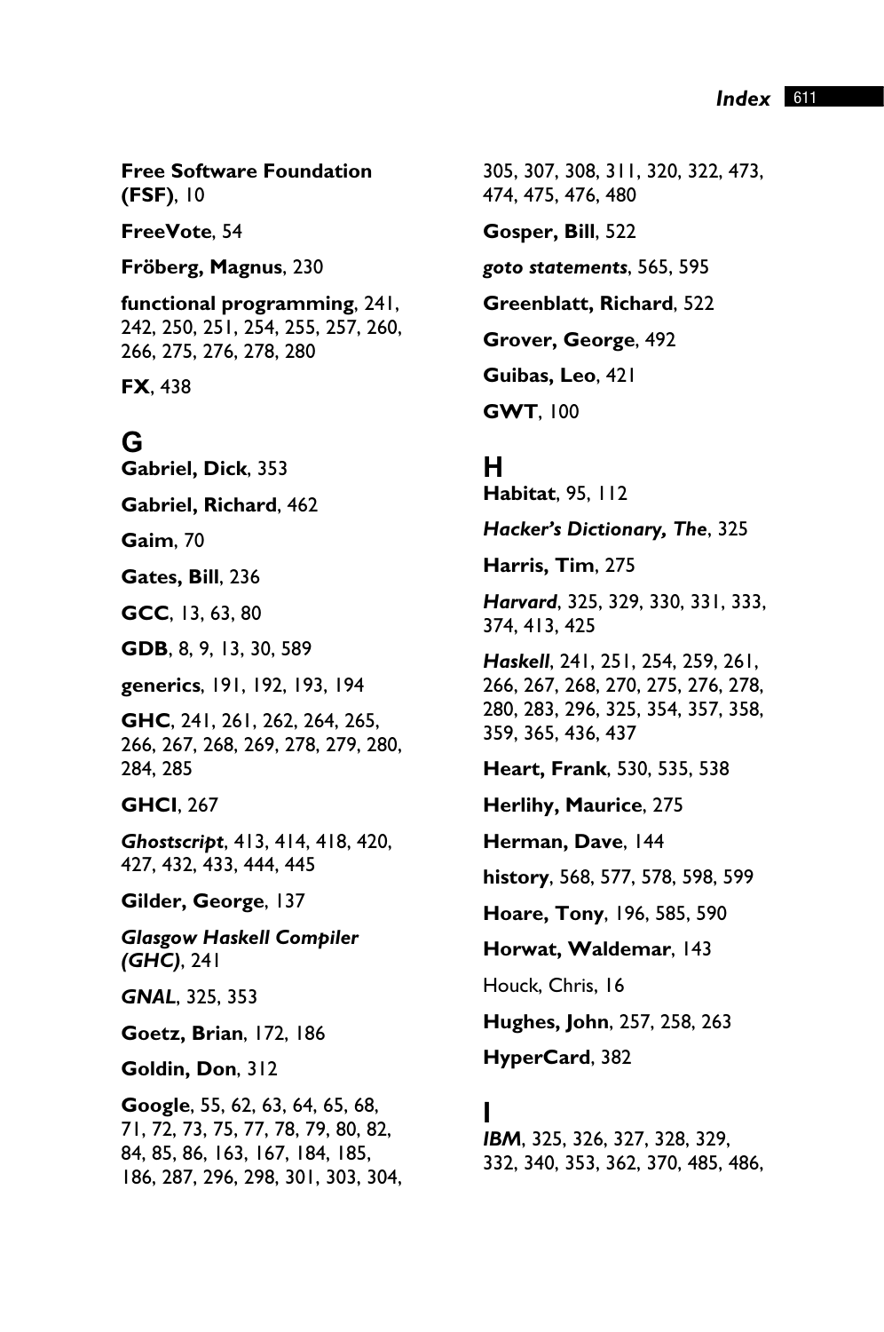**Free Software Foundation (FSF)**, 10

**FreeVote**, 54

**Fröberg, Magnus**, 230

**functional programming**, 241, 242, 250, 251, 254, 255, 257, 260, 266, 275, 276, 278, 280

**FX**, 438

## G

**Gabriel, Dick**, 353

**Gabriel, Richard**, 462

**Gaim**, 70

**Gates, Bill**, 236

**GCC**, 13, 63, 80

**GDB**, 8, 9, 13, 30, 589

**generics**, 191, 192, 193, 194

**GHC**, 241, 261, 262, 264, 265, 266, 267, 268, 269, 278, 279, 280, 284, 285

**GHCI**, 267

***Ghostscript***, 413, 414, 418, 420, 427, 432, 433, 444, 445

**Gilder, George**, 137

***Glasgow Haskell Compiler (GHC)***, 241

***GNAL***, 325, 353

**Goetz, Brian**, 172, 186

**Goldin, Don**, 312

**Google**, 55, 62, 63, 64, 65, 68, 71, 72, 73, 75, 77, 78, 79, 80, 82, 84, 85, 86, 163, 167, 184, 185, 186, 287, 296, 298, 301, 303, 304, 305, 307, 308, 311, 320, 322, 473, 474, 475, 476, 480

**Gosper, Bill**, 522

***goto statements***, 565, 595

**Greenblatt, Richard**, 522

**Grover, George**, 492

**Guibas, Leo**, 421

**GWT**, 100

## H

**Habitat**, 95, 112

***Hacker's Dictionary, The***, 325

**Harris, Tim**, 275

***Harvard***, 325, 329, 330, 331, 333, 374, 413, 425

***Haskell***, 241, 251, 254, 259, 261, 266, 267, 268, 270, 275, 276, 278, 280, 283, 296, 325, 354, 357, 358, 359, 365, 436, 437

**Heart, Frank**, 530, 535, 538

**Herlihy, Maurice**, 275

**Herman, Dave**, 144

**history**, 568, 577, 578, 598, 599

**Hoare, Tony**, 196, 585, 590

**Horwat, Waldemar**, 143

Houck, Chris, 16

**Hughes, John**, 257, 258, 263

**HyperCard**, 382

## I

***IBM***, 325, 326, 327, 328, 329, 332, 340, 353, 362, 370, 485, 486,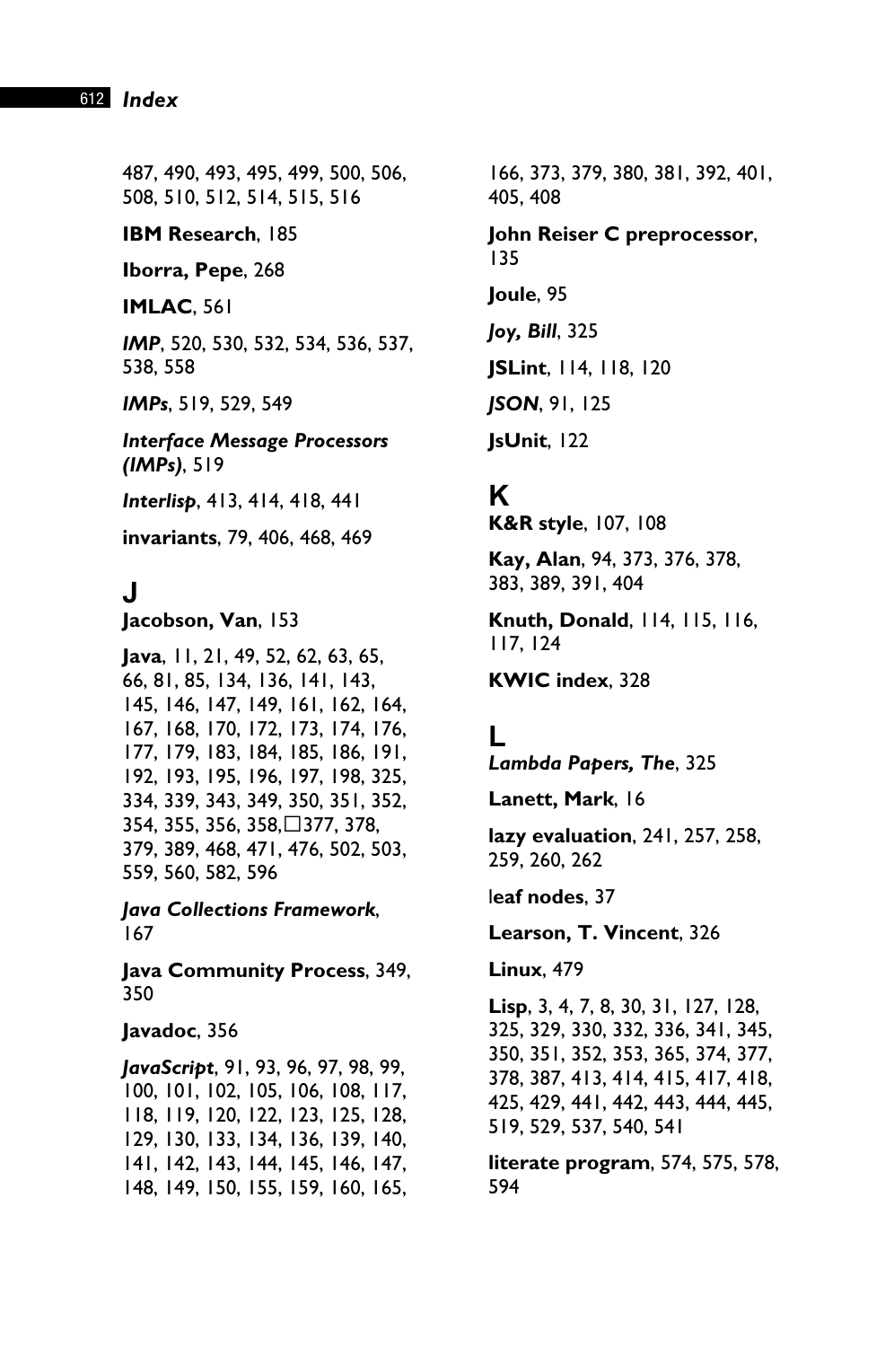487, 490, 493, 495, 499, 500, 506, 508, 510, 512, 514, 515, 516

**IBM Research**, 185

**Iborra, Pepe**, 268

**IMLAC**, 561

***IMP***, 520, 530, 532, 534, 536, 537, 538, 558

***IMPs***, 519, 529, 549

***Interface Message Processors (IMPs)***, 519

***Interlisp***, 413, 414, 418, 441

**invariants**, 79, 406, 468, 469

## J

**Jacobson, Van**, 153

**Java**, 11, 21, 49, 52, 62, 63, 65, 66, 81, 85, 134, 136, 141, 143, 145, 146, 147, 149, 161, 162, 164, 167, 168, 170, 172, 173, 174, 176, 177, 179, 183, 184, 185, 186, 191, 192, 193, 195, 196, 197, 198, 325, 334, 339, 343, 349, 350, 351, 352, 354, 355, 356, 358, 377, 378, 379, 389, 468, 471, 476, 502, 503, 559, 560, 582, 596

***Java Collections Framework***, 167

**Java Community Process**, 349, 350

**Javadoc**, 356

***JavaScript***, 91, 93, 96, 97, 98, 99, 100, 101, 102, 105, 106, 108, 117, 118, 119, 120, 122, 123, 125, 128, 129, 130, 133, 134, 136, 139, 140, 141, 142, 143, 144, 145, 146, 147, 148, 149, 150, 155, 159, 160, 165, 166, 373, 379, 380, 381, 392, 401, 405, 408

**John Reiser C preprocessor**, 135

**Joule**, 95

***Joy, Bill***, 325

**JSLint**, 114, 118, 120

***JSON***, 91, 125

**JsUnit**, 122

## K

**K&R style**, 107, 108

**Kay, Alan**, 94, 373, 376, 378, 383, 389, 391, 404

**Knuth, Donald**, 114, 115, 116, 117, 124

**KWIC index**, 328

## L

***Lambda Papers, The***, 325

**Lanett, Mark**, 16

**lazy evaluation**, 241, 257, 258, 259, 260, 262

**leaf nodes**, 37

**Learson, T. Vincent**, 326

**Linux**, 479

**Lisp**, 3, 4, 7, 8, 30, 31, 127, 128, 325, 329, 330, 332, 336, 341, 345, 350, 351, 352, 353, 365, 374, 377, 378, 387, 413, 414, 415, 417, 418, 425, 429, 441, 442, 443, 444, 445, 519, 529, 537, 540, 541

**literate program**, 574, 575, 578, 594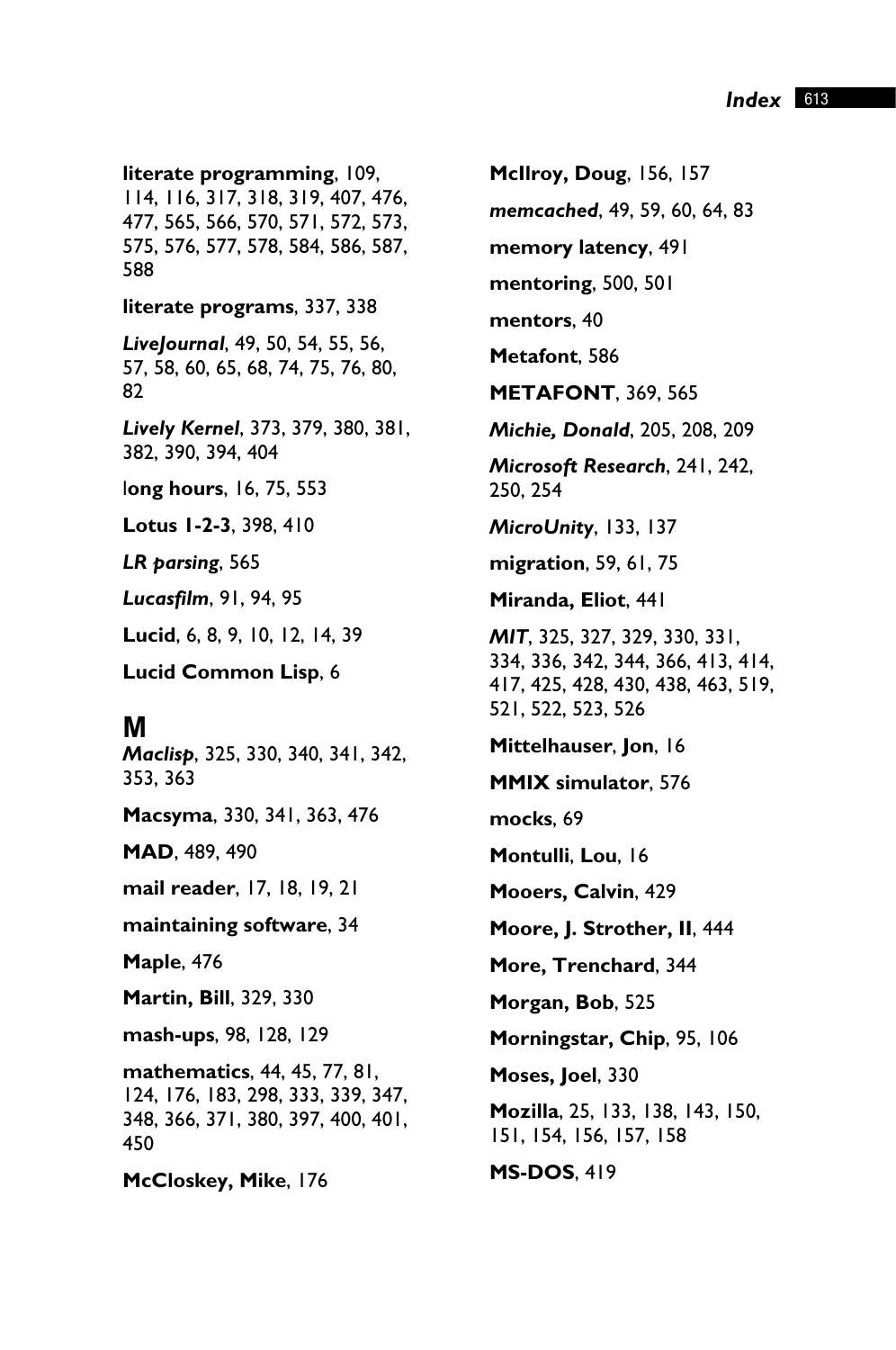**literate programming**, 109, 114, 116, 317, 318, 319, 407, 476, 477, 565, 566, 570, 571, 572, 573, 575, 576, 577, 578, 584, 586, 587, 588

**literate programs**, 337, 338

***LiveJournal***, 49, 50, 54, 55, 56, 57, 58, 60, 65, 68, 74, 75, 76, 80, 82

***Lively Kernel***, 373, 379, 380, 381, 382, 390, 394, 404

l**ong hours**, 16, 75, 553

**Lotus 1-2-3**, 398, 410

***LR parsing***, 565

***Lucasfilm***, 91, 94, 95

**Lucid**, 6, 8, 9, 10, 12, 14, 39

**Lucid Common Lisp**, 6

## M

***Maclisp***, 325, 330, 340, 341, 342, 353, 363

**Macsyma**, 330, 341, 363, 476

**MAD**, 489, 490

**mail reader**, 17, 18, 19, 21

**maintaining software**, 34

**Maple**, 476

**Martin, Bill**, 329, 330

**mash-ups**, 98, 128, 129

**mathematics**, 44, 45, 77, 81, 124, 176, 183, 298, 333, 339, 347, 348, 366, 371, 380, 397, 400, 401, 450

**McCloskey, Mike**, 176

**McIlroy, Doug**, 156, 157

***memcached***, 49, 59, 60, 64, 83

**memory latency**, 491

**mentoring**, 500, 501

**mentors**, 40

**Metafont**, 586

**METAFONT**, 369, 565

***Michie, Donald***, 205, 208, 209

***Microsoft Research***, 241, 242, 250, 254

***MicroUnity***, 133, 137

**migration**, 59, 61, 75

**Miranda, Eliot**, 441

***MIT***, 325, 327, 329, 330, 331, 334, 336, 342, 344, 366, 413, 414, 417, 425, 428, 430, 438, 463, 519, 521, 522, 523, 526

**Mittelhauser**, **Jon**, 16

**MMIX simulator**, 576

**mocks**, 69

**Montulli**, **Lou**, 16

**Mooers, Calvin**, 429

**Moore, J. Strother, II**, 444

**More, Trenchard**, 344

**Morgan, Bob**, 525

**Morningstar, Chip**, 95, 106

**Moses, Joel**, 330

**Mozilla**, 25, 133, 138, 143, 150, 151, 154, 156, 157, 158

**MS-DOS**, 419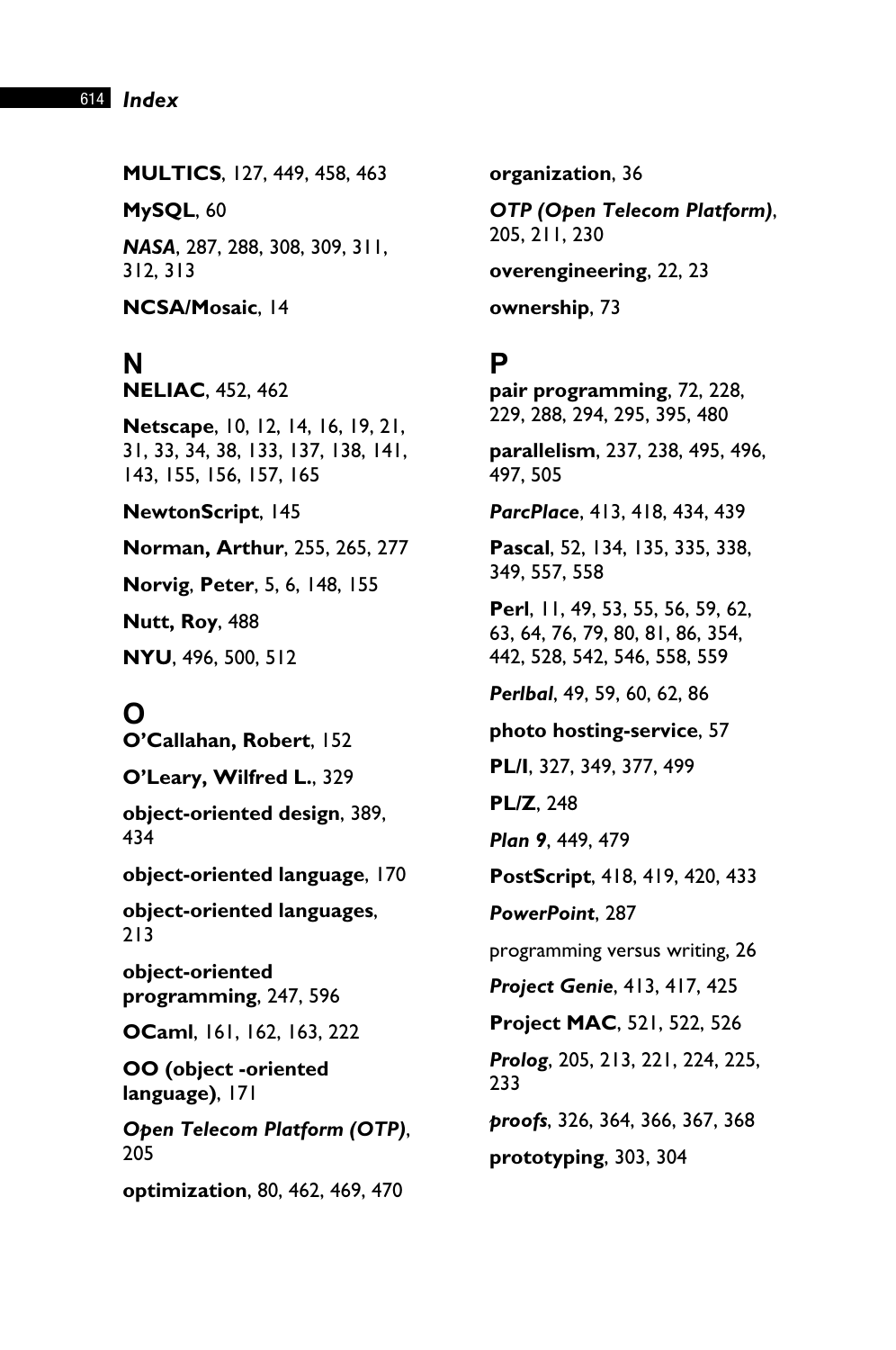**MULTICS**, 127, 449, 458, 463

**MySQL**, 60

***NASA***, 287, 288, 308, 309, 311, 312, 313

**NCSA/Mosaic**, 14

## N

**NELIAC**, 452, 462

**Netscape**, 10, 12, 14, 16, 19, 21, 31, 33, 34, 38, 133, 137, 138, 141, 143, 155, 156, 157, 165

**NewtonScript**, 145

**Norman, Arthur**, 255, 265, 277

**Norvig**, **Peter**, 5, 6, 148, 155

**Nutt, Roy**, 488

**NYU**, 496, 500, 512

## O

**O'Callahan, Robert**, 152

**O'Leary, Wilfred L.**, 329

**object-oriented design**, 389, 434

**object-oriented language**, 170

**object-oriented languages**, 213

**object-oriented programming**, 247, 596

**OCaml**, 161, 162, 163, 222

**OO (object -oriented language)**, 171

***Open Telecom Platform (OTP)***, 205

**optimization**, 80, 462, 469, 470

**organization**, 36

***OTP (Open Telecom Platform)***, 205, 211, 230

**overengineering**, 22, 23

**ownership**, 73

## P

**pair programming**, 72, 228, 229, 288, 294, 295, 395, 480

**parallelism**, 237, 238, 495, 496, 497, 505

***ParcPlace***, 413, 418, 434, 439

**Pascal**, 52, 134, 135, 335, 338, 349, 557, 558

**Perl**, 11, 49, 53, 55, 56, 59, 62, 63, 64, 76, 79, 80, 81, 86, 354, 442, 528, 542, 546, 558, 559

***Perlbal***, 49, 59, 60, 62, 86

**photo hosting-service**, 57

**PL/I**, 327, 349, 377, 499

**PL/Z**, 248

***Plan 9***, 449, 479

**PostScript**, 418, 419, 420, 433

***PowerPoint***, 287

programming versus writing, 26

***Project Genie***, 413, 417, 425

**Project MAC**, 521, 522, 526

***Prolog***, 205, 213, 221, 224, 225, 233

***proofs***, 326, 364, 366, 367, 368

**prototyping**, 303, 304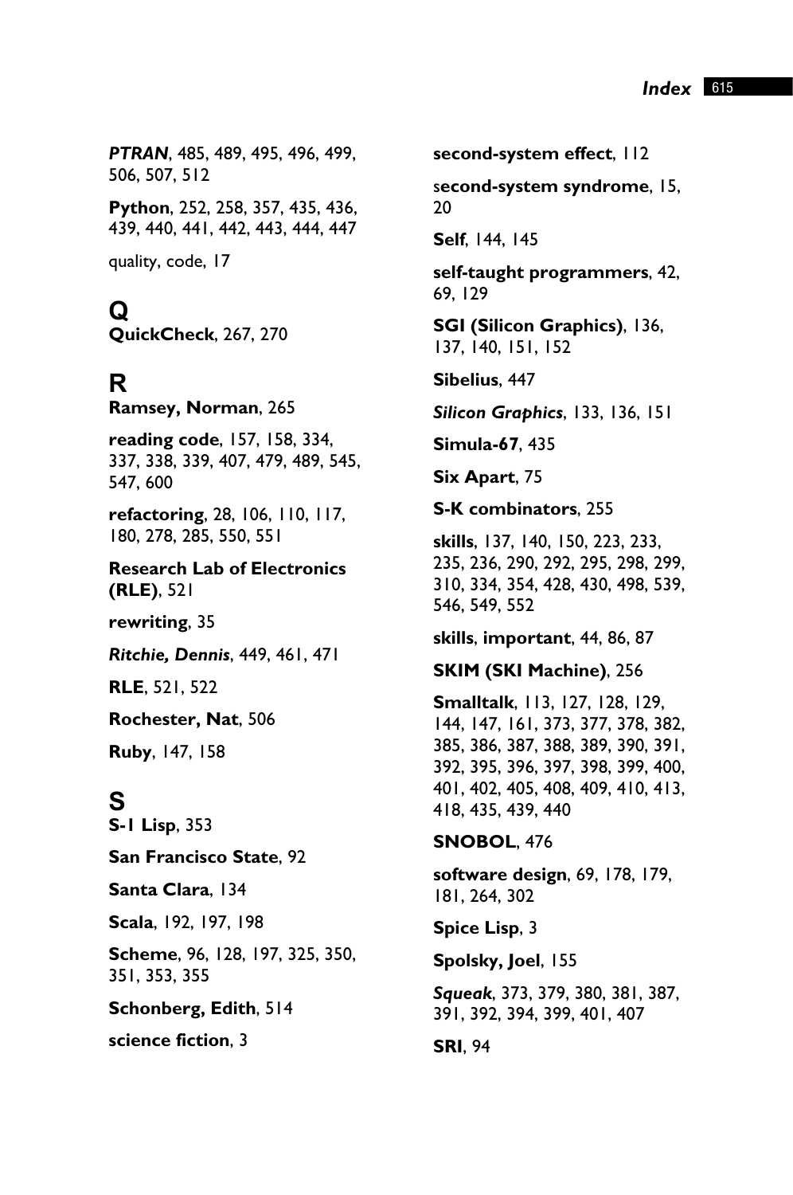***PTRAN***, 485, 489, 495, 496, 499, 506, 507, 512

**Python**, 252, 258, 357, 435, 436, 439, 440, 441, 442, 443, 444, 447

quality, code, 17

## Q

**QuickCheck**, 267, 270

## R

**Ramsey, Norman**, 265

**reading code**, 157, 158, 334, 337, 338, 339, 407, 479, 489, 545, 547, 600

**refactoring**, 28, 106, 110, 117, 180, 278, 285, 550, 551

**Research Lab of Electronics (RLE)**, 521

**rewriting**, 35

***Ritchie, Dennis***, 449, 461, 471

**RLE**, 521, 522

**Rochester, Nat**, 506

**Ruby**, 147, 158

## S

**S-1 Lisp**, 353

**San Francisco State**, 92

**Santa Clara**, 134

**Scala**, 192, 197, 198

**Scheme**, 96, 128, 197, 325, 350, 351, 353, 355

**Schonberg, Edith**, 514

**science fiction**, 3

**second-system effect**, 112

**second-system syndrome**, 15, 20

**Self**, 144, 145

**self-taught programmers**, 42, 69, 129

**SGI (Silicon Graphics)**, 136, 137, 140, 151, 152

**Sibelius**, 447

***Silicon Graphics***, 133, 136, 151

**Simula-67**, 435

**Six Apart**, 75

**S-K combinators**, 255

**skills**, 137, 140, 150, 223, 233, 235, 236, 290, 292, 295, 298, 299, 310, 334, 354, 428, 430, 498, 539, 546, 549, 552

**skills**, **important**, 44, 86, 87

**SKIM (SKI Machine)**, 256

**Smalltalk**, 113, 127, 128, 129, 144, 147, 161, 373, 377, 378, 382, 385, 386, 387, 388, 389, 390, 391, 392, 395, 396, 397, 398, 399, 400, 401, 402, 405, 408, 409, 410, 413, 418, 435, 439, 440

**SNOBOL**, 476

**software design**, 69, 178, 179, 181, 264, 302

**Spice Lisp**, 3

**Spolsky, Joel**, 155

***Squeak***, 373, 379, 380, 381, 387, 391, 392, 394, 399, 401, 407

**SRI**, 94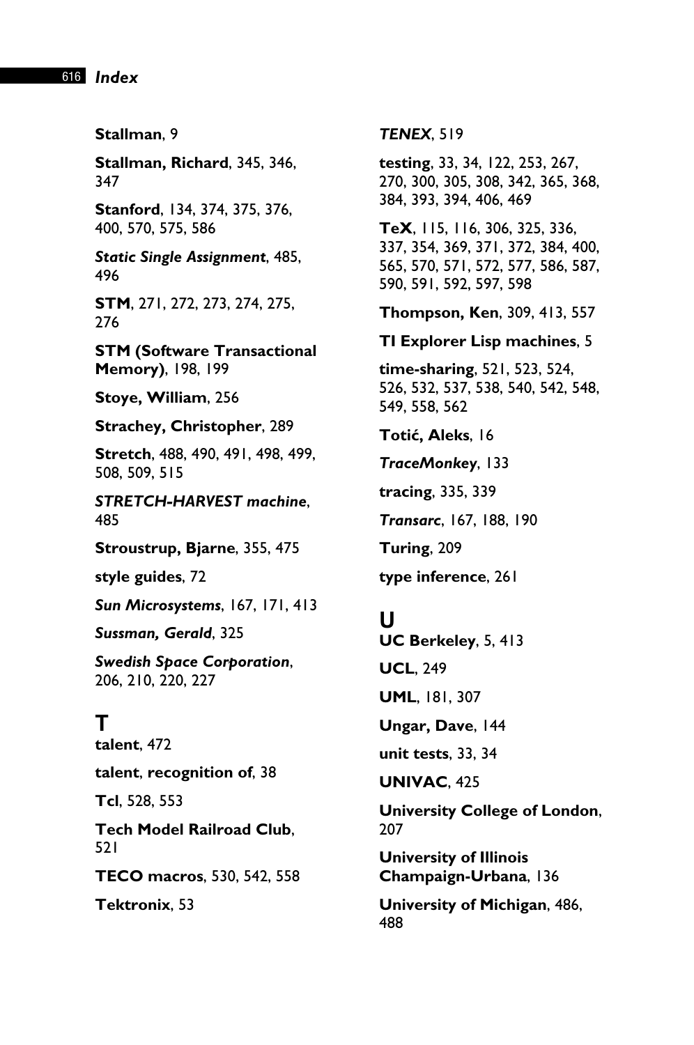**Stallman**, 9

**Stallman, Richard**, 345, 346, 347

**Stanford**, 134, 374, 375, 376, 400, 570, 575, 586

***Static Single Assignment***, 485, 496

**STM**, 271, 272, 273, 274, 275, 276

**STM (Software Transactional Memory)**, 198, 199

**Stoye, William**, 256

**Strachey, Christopher**, 289

**Stretch**, 488, 490, 491, 498, 499, 508, 509, 515

***STRETCH-HARVEST machine***, 485

**Stroustrup, Bjarne**, 355, 475

**style guides**, 72

***Sun Microsystems***, 167, 171, 413

***Sussman, Gerald***, 325

***Swedish Space Corporation***, 206, 210, 220, 227

## T

**talent**, 472

**talent**, **recognition of**, 38

**Tcl**, 528, 553

**Tech Model Railroad Club**, 521

**TECO macros**, 530, 542, 558

**Tektronix**, 53

***TENEX***, 519

**testing**, 33, 34, 122, 253, 267, 270, 300, 305, 308, 342, 365, 368, 384, 393, 394, 406, 469

**TeX**, 115, 116, 306, 325, 336, 337, 354, 369, 371, 372, 384, 400, 565, 570, 571, 572, 577, 586, 587, 590, 591, 592, 597, 598

**Thompson, Ken**, 309, 413, 557

**TI Explorer Lisp machines**, 5

**time-sharing**, 521, 523, 524, 526, 532, 537, 538, 540, 542, 548, 549, 558, 562

**Totić, Aleks**, 16

***TraceMonkey***, 133

**tracing**, 335, 339

***Transarc***, 167, 188, 190

**Turing**, 209

**type inference**, 261

## U

**UC Berkeley**, 5, 413

**UCL**, 249

**UML**, 181, 307

**Ungar, Dave**, 144

**unit tests**, 33, 34

**UNIVAC**, 425

**University College of London**, 207

**University of Illinois Champaign-Urbana**, 136

**University of Michigan**, 486, 488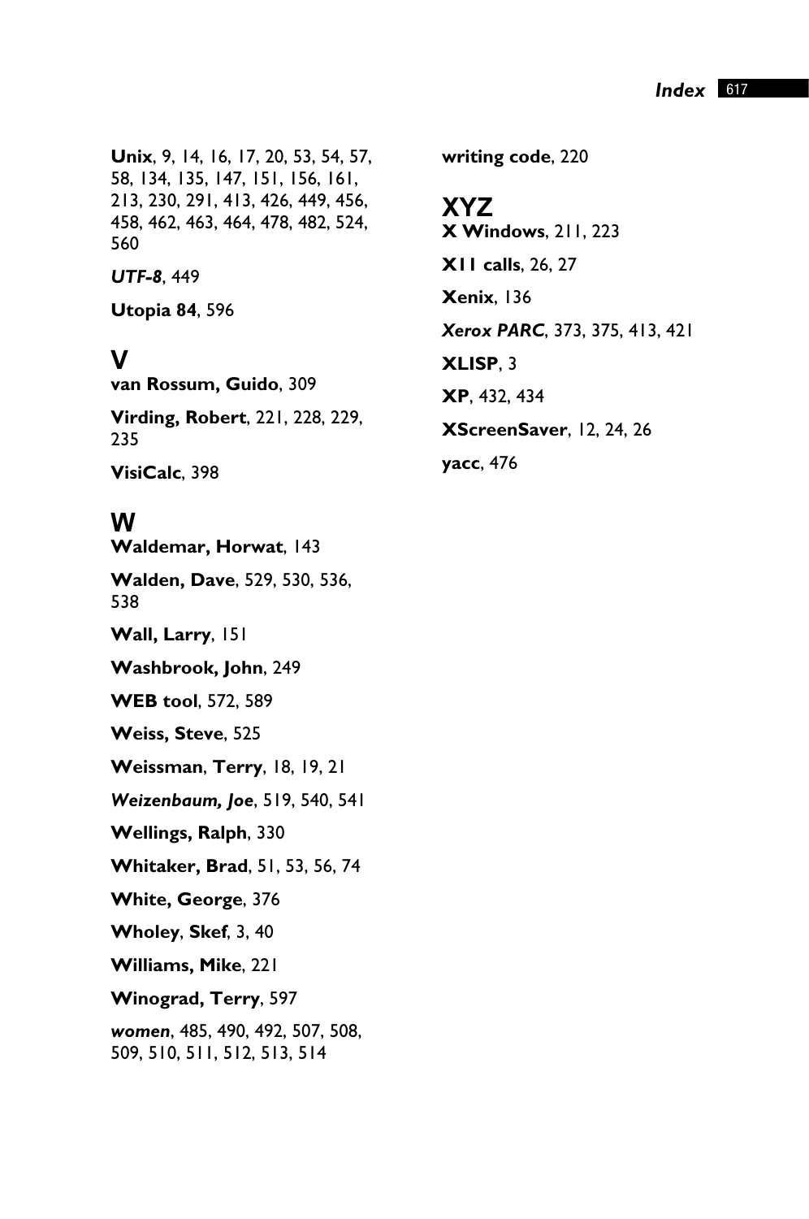**Unix**, 9, 14, 16, 17, 20, 53, 54, 57, 58, 134, 135, 147, 151, 156, 161, 213, 230, 291, 413, 426, 449, 456, 458, 462, 463, 464, 478, 482, 524, 560

***UTF-8***, 449

**Utopia 84**, 596

## V

**van Rossum, Guido**, 309

**Virding, Robert**, 221, 228, 229, 235

**VisiCalc**, 398

## W

**Waldemar, Horwat**, 143

**Walden, Dave**, 529, 530, 536, 538

**Wall, Larry**, 151

**Washbrook, John**, 249

**WEB tool**, 572, 589

**Weiss, Steve**, 525

**Weissman**, **Terry**, 18, 19, 21

***Weizenbaum, Joe***, 519, 540, 541

**Wellings, Ralph**, 330

**Whitaker, Brad**, 51, 53, 56, 74

**White, George**, 376

**Wholey**, **Skef**, 3, 40

**Williams, Mike**, 221

**Winograd, Terry**, 597

***women***, 485, 490, 492, 507, 508, 509, 510, 511, 512, 513, 514

**writing code**, 220

## XYZ

**X Windows**, 211, 223

**X11 calls**, 26, 27

**Xenix**, 136

***Xerox PARC***, 373, 375, 413, 421

**XLISP**, 3

**XP**, 432, 434

**XScreenSaver**, 12, 24, 26

**yacc**, 476